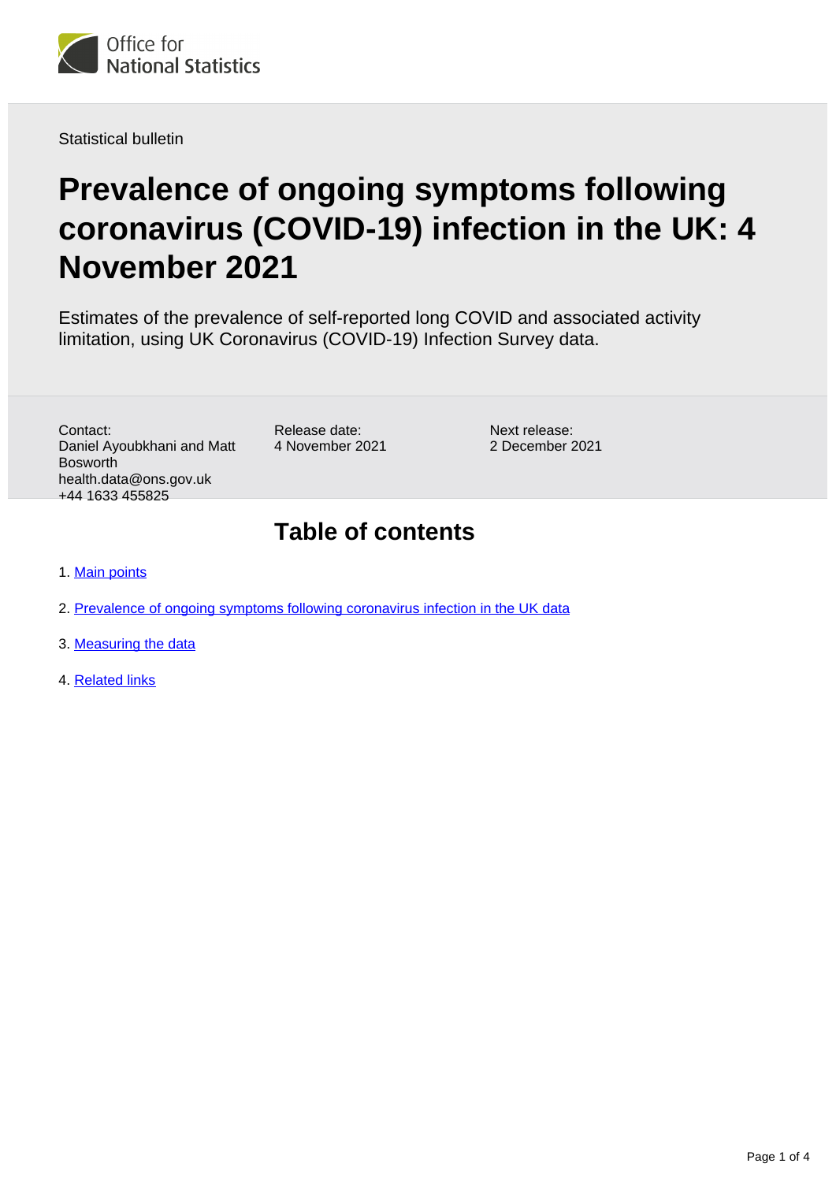Office for National Statistics

Statistical bulletin

# Prevalence of ongoing symptoms following coronavirus (COVID-19) infection in the UK: 4 November 2021

Estimates of the prevalence of self-reported long COVID and associated activity limitation, using UK Coronavirus (COVID-19) Infection Survey data.

Contact:
Daniel Ayoubkhani and Matt Bosworth
health.data@ons.gov.uk
+44 1633 455825

Release date:
4 November 2021

Next release:
2 December 2021

## Table of contents

1. Main points
2. Prevalence of ongoing symptoms following coronavirus infection in the UK data
3. Measuring the data
4. Related links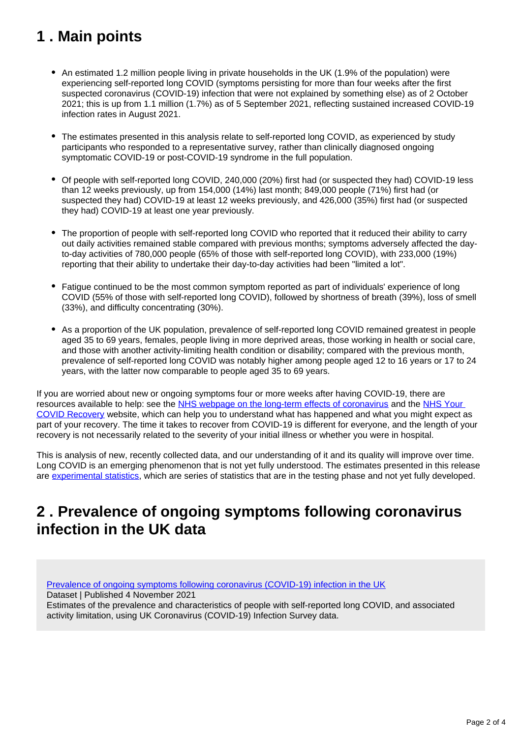## 1 . Main points

- An estimated 1.2 million people living in private households in the UK (1.9% of the population) were experiencing self-reported long COVID (symptoms persisting for more than four weeks after the first suspected coronavirus (COVID-19) infection that were not explained by something else) as of 2 October 2021; this is up from 1.1 million (1.7%) as of 5 September 2021, reflecting sustained increased COVID-19 infection rates in August 2021.

- The estimates presented in this analysis relate to self-reported long COVID, as experienced by study participants who responded to a representative survey, rather than clinically diagnosed ongoing symptomatic COVID-19 or post-COVID-19 syndrome in the full population.

- Of people with self-reported long COVID, 240,000 (20%) first had (or suspected they had) COVID-19 less than 12 weeks previously, up from 154,000 (14%) last month; 849,000 people (71%) first had (or suspected they had) COVID-19 at least 12 weeks previously, and 426,000 (35%) first had (or suspected they had) COVID-19 at least one year previously.

- The proportion of people with self-reported long COVID who reported that it reduced their ability to carry out daily activities remained stable compared with previous months; symptoms adversely affected the day-to-day activities of 780,000 people (65% of those with self-reported long COVID), with 233,000 (19%) reporting that their ability to undertake their day-to-day activities had been "limited a lot".

- Fatigue continued to be the most common symptom reported as part of individuals' experience of long COVID (55% of those with self-reported long COVID), followed by shortness of breath (39%), loss of smell (33%), and difficulty concentrating (30%).

- As a proportion of the UK population, prevalence of self-reported long COVID remained greatest in people aged 35 to 69 years, females, people living in more deprived areas, those working in health or social care, and those with another activity-limiting health condition or disability; compared with the previous month, prevalence of self-reported long COVID was notably higher among people aged 12 to 16 years or 17 to 24 years, with the latter now comparable to people aged 35 to 69 years.

If you are worried about new or ongoing symptoms four or more weeks after having COVID-19, there are resources available to help: see the [NHS webpage on the long-term effects of coronavirus]() and the [NHS Your COVID Recovery]() website, which can help you to understand what has happened and what you might expect as part of your recovery. The time it takes to recover from COVID-19 is different for everyone, and the length of your recovery is not necessarily related to the severity of your initial illness or whether you were in hospital.

This is analysis of new, recently collected data, and our understanding of it and its quality will improve over time. Long COVID is an emerging phenomenon that is not yet fully understood. The estimates presented in this release are [experimental statistics](), which are series of statistics that are in the testing phase and not yet fully developed.

## 2 . Prevalence of ongoing symptoms following coronavirus infection in the UK data

[Prevalence of ongoing symptoms following coronavirus (COVID-19) infection in the UK]()
Dataset | Published 4 November 2021
Estimates of the prevalence and characteristics of people with self-reported long COVID, and associated activity limitation, using UK Coronavirus (COVID-19) Infection Survey data.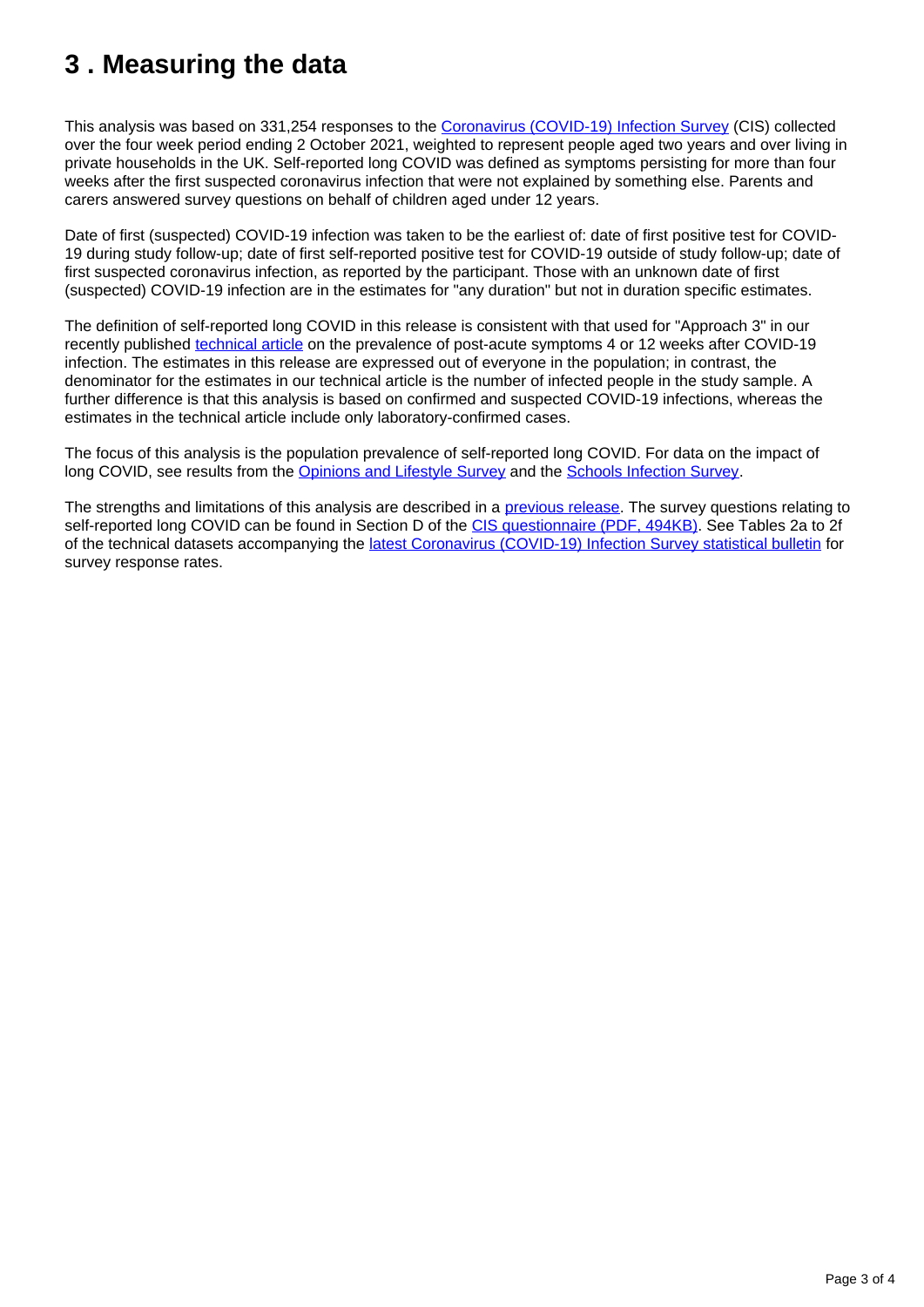# 3 . Measuring the data

This analysis was based on 331,254 responses to the Coronavirus (COVID-19) Infection Survey (CIS) collected over the four week period ending 2 October 2021, weighted to represent people aged two years and over living in private households in the UK. Self-reported long COVID was defined as symptoms persisting for more than four weeks after the first suspected coronavirus infection that were not explained by something else. Parents and carers answered survey questions on behalf of children aged under 12 years.

Date of first (suspected) COVID-19 infection was taken to be the earliest of: date of first positive test for COVID-19 during study follow-up; date of first self-reported positive test for COVID-19 outside of study follow-up; date of first suspected coronavirus infection, as reported by the participant. Those with an unknown date of first (suspected) COVID-19 infection are in the estimates for "any duration" but not in duration specific estimates.

The definition of self-reported long COVID in this release is consistent with that used for "Approach 3" in our recently published technical article on the prevalence of post-acute symptoms 4 or 12 weeks after COVID-19 infection. The estimates in this release are expressed out of everyone in the population; in contrast, the denominator for the estimates in our technical article is the number of infected people in the study sample. A further difference is that this analysis is based on confirmed and suspected COVID-19 infections, whereas the estimates in the technical article include only laboratory-confirmed cases.

The focus of this analysis is the population prevalence of self-reported long COVID. For data on the impact of long COVID, see results from the Opinions and Lifestyle Survey and the Schools Infection Survey.

The strengths and limitations of this analysis are described in a previous release. The survey questions relating to self-reported long COVID can be found in Section D of the CIS questionnaire (PDF, 494KB). See Tables 2a to 2f of the technical datasets accompanying the latest Coronavirus (COVID-19) Infection Survey statistical bulletin for survey response rates.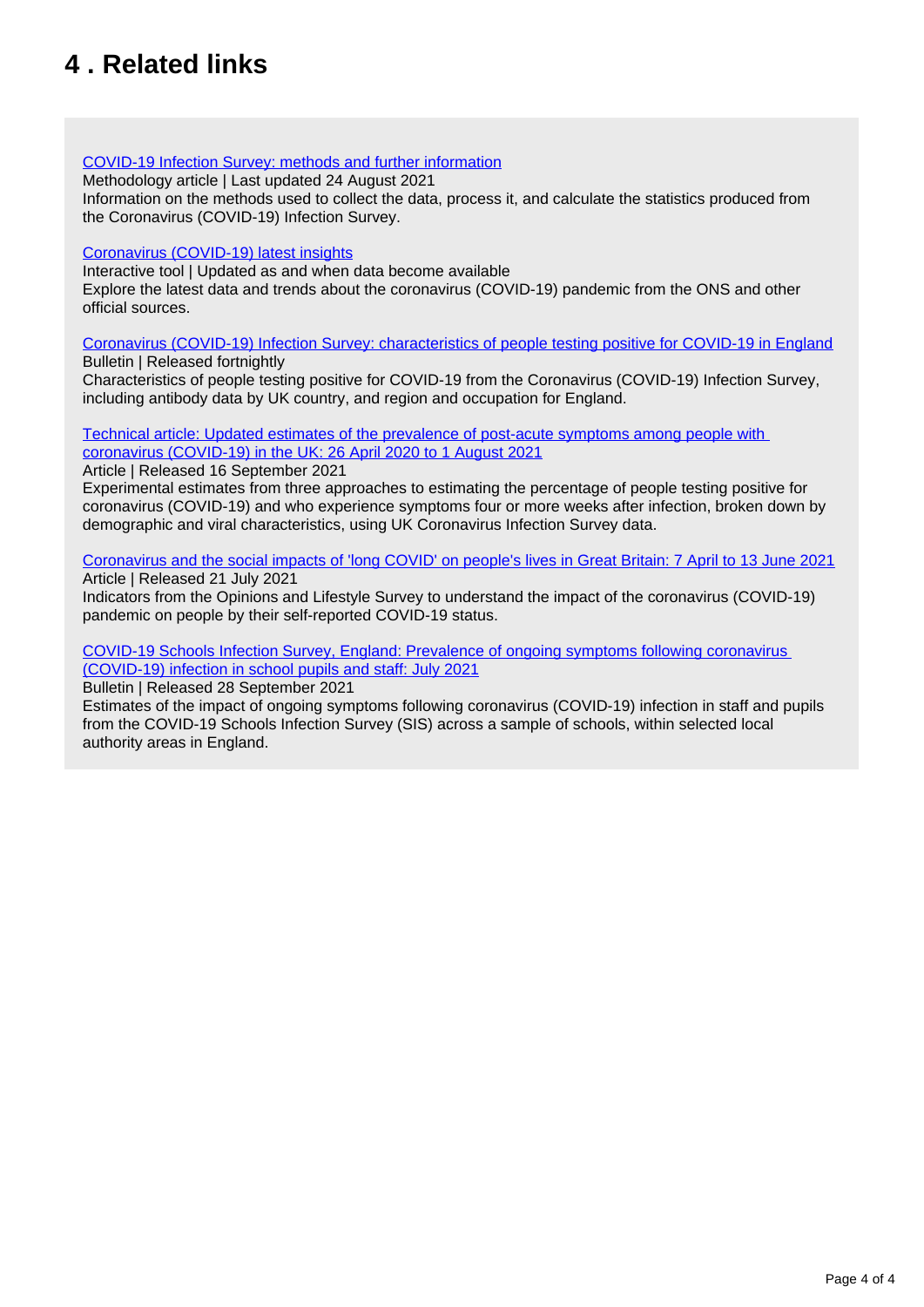## 4 . Related links

[COVID-19 Infection Survey: methods and further information]
Methodology article | Last updated 24 August 2021
Information on the methods used to collect the data, process it, and calculate the statistics produced from the Coronavirus (COVID-19) Infection Survey.

[Coronavirus (COVID-19) latest insights]
Interactive tool | Updated as and when data become available
Explore the latest data and trends about the coronavirus (COVID-19) pandemic from the ONS and other official sources.

[Coronavirus (COVID-19) Infection Survey: characteristics of people testing positive for COVID-19 in England]
Bulletin | Released fortnightly
Characteristics of people testing positive for COVID-19 from the Coronavirus (COVID-19) Infection Survey, including antibody data by UK country, and region and occupation for England.

[Technical article: Updated estimates of the prevalence of post-acute symptoms among people with coronavirus (COVID-19) in the UK: 26 April 2020 to 1 August 2021]
Article | Released 16 September 2021
Experimental estimates from three approaches to estimating the percentage of people testing positive for coronavirus (COVID-19) and who experience symptoms four or more weeks after infection, broken down by demographic and viral characteristics, using UK Coronavirus Infection Survey data.

[Coronavirus and the social impacts of 'long COVID' on people's lives in Great Britain: 7 April to 13 June 2021]
Article | Released 21 July 2021
Indicators from the Opinions and Lifestyle Survey to understand the impact of the coronavirus (COVID-19) pandemic on people by their self-reported COVID-19 status.

[COVID-19 Schools Infection Survey, England: Prevalence of ongoing symptoms following coronavirus (COVID-19) infection in school pupils and staff: July 2021]
Bulletin | Released 28 September 2021
Estimates of the impact of ongoing symptoms following coronavirus (COVID-19) infection in staff and pupils from the COVID-19 Schools Infection Survey (SIS) across a sample of schools, within selected local authority areas in England.